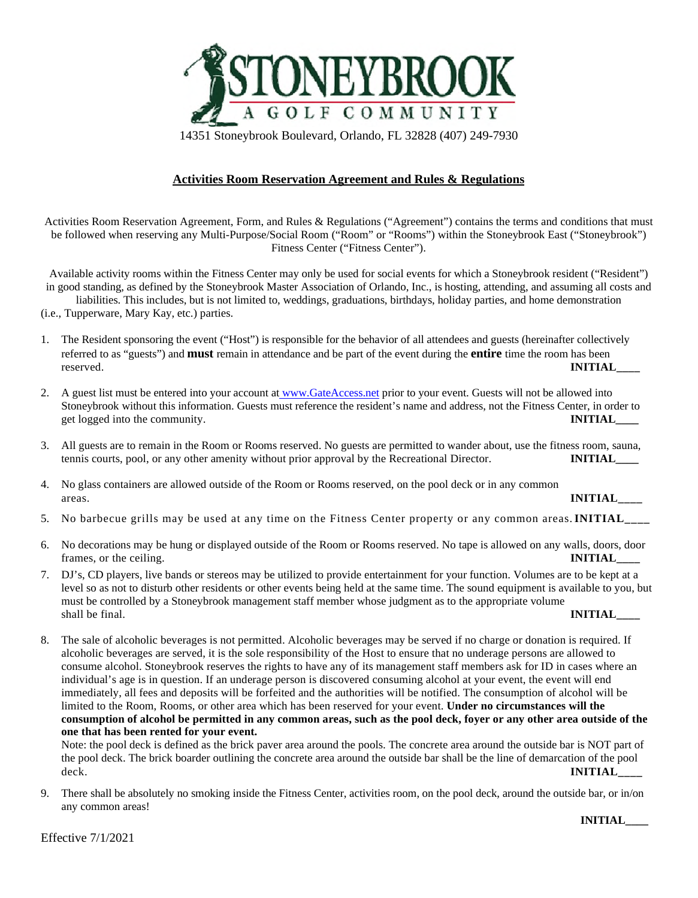STONEYBROOK

A GOLF COMMUNITY

14351 Stoneybrook Boulevard, Orlando, FL 32828 (407) 249-7930

## Activities Room Reservation Agreement and Rules & Regulations

Activities Room Reservation Agreement, Form, and Rules & Regulations ("Agreement") contains the terms and conditions that must be followed when reserving any Multi-Purpose/Social Room ("Room" or "Rooms") within the Stoneybrook East ("Stoneybrook") Fitness Center ("Fitness Center").

Available activity rooms within the Fitness Center may only be used for social events for which a Stoneybrook resident ("Resident") in good standing, as defined by the Stoneybrook Master Association of Orlando, Inc., is hosting, attending, and assuming all costs and liabilities. This includes, but is not limited to, weddings, graduations, birthdays, holiday parties, and home demonstration (i.e., Tupperware, Mary Kay, etc.) parties.

1. The Resident sponsoring the event ("Host") is responsible for the behavior of all attendees and guests (hereinafter collectively referred to as "guests") and **must** remain in attendance and be part of the event during the **entire** time the room has been reserved. **INITIAL____**

2. A guest list must be entered into your account at www.GateAccess.net prior to your event. Guests will not be allowed into Stoneybrook without this information. Guests must reference the resident's name and address, not the Fitness Center, in order to get logged into the community. **INITIAL____**

3. All guests are to remain in the Room or Rooms reserved. No guests are permitted to wander about, use the fitness room, sauna, tennis courts, pool, or any other amenity without prior approval by the Recreational Director. **INITIAL____**

4. No glass containers are allowed outside of the Room or Rooms reserved, on the pool deck or in any common areas. **INITIAL____**

5. No barbecue grills may be used at any time on the Fitness Center property or any common areas. **INITIAL____**

6. No decorations may be hung or displayed outside of the Room or Rooms reserved. No tape is allowed on any walls, doors, door frames, or the ceiling. **INITIAL____**

7. DJ's, CD players, live bands or stereos may be utilized to provide entertainment for your function. Volumes are to be kept at a level so as not to disturb other residents or other events being held at the same time. The sound equipment is available to you, but must be controlled by a Stoneybrook management staff member whose judgment as to the appropriate volume shall be final. **INITIAL____**

8. The sale of alcoholic beverages is not permitted. Alcoholic beverages may be served if no charge or donation is required. If alcoholic beverages are served, it is the sole responsibility of the Host to ensure that no underage persons are allowed to consume alcohol. Stoneybrook reserves the rights to have any of its management staff members ask for ID in cases where an individual's age is in question. If an underage person is discovered consuming alcohol at your event, the event will end immediately, all fees and deposits will be forfeited and the authorities will be notified. The consumption of alcohol will be limited to the Room, Rooms, or other area which has been reserved for your event. **Under no circumstances will the consumption of alcohol be permitted in any common areas, such as the pool deck, foyer or any other area outside of the one that has been rented for your event.**
   Note: the pool deck is defined as the brick paver area around the pools. The concrete area around the outside bar is NOT part of the pool deck. The brick boarder outlining the concrete area around the outside bar shall be the line of demarcation of the pool deck. **INITIAL____**

9. There shall be absolutely no smoking inside the Fitness Center, activities room, on the pool deck, around the outside bar, or in/on any common areas!
   **INITIAL____**

Effective 7/1/2021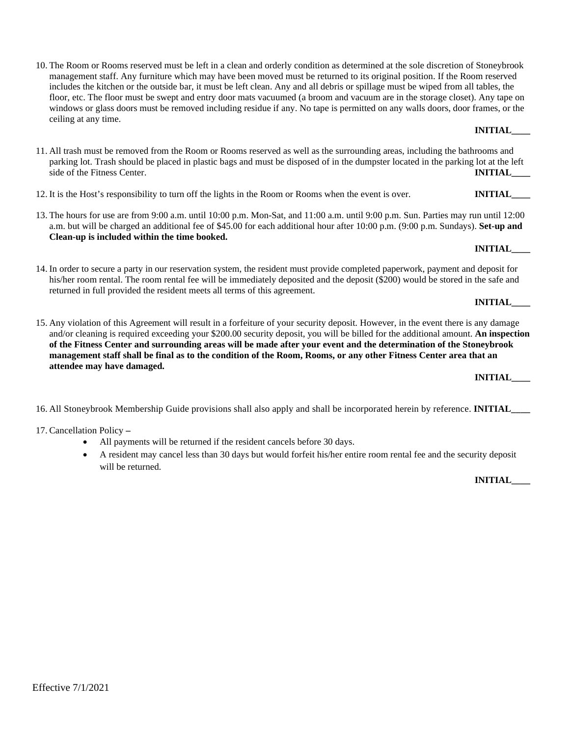10. The Room or Rooms reserved must be left in a clean and orderly condition as determined at the sole discretion of Stoneybrook management staff. Any furniture which may have been moved must be returned to its original position. If the Room reserved includes the kitchen or the outside bar, it must be left clean. Any and all debris or spillage must be wiped from all tables, the floor, etc. The floor must be swept and entry door mats vacuumed (a broom and vacuum are in the storage closet). Any tape on windows or glass doors must be removed including residue if any. No tape is permitted on any walls doors, door frames, or the ceiling at any time.

    **INITIAL____**

11. All trash must be removed from the Room or Rooms reserved as well as the surrounding areas, including the bathrooms and parking lot. Trash should be placed in plastic bags and must be disposed of in the dumpster located in the parking lot at the left side of the Fitness Center. **INITIAL____**

12. It is the Host's responsibility to turn off the lights in the Room or Rooms when the event is over. **INITIAL____**

13. The hours for use are from 9:00 a.m. until 10:00 p.m. Mon-Sat, and 11:00 a.m. until 9:00 p.m. Sun. Parties may run until 12:00 a.m. but will be charged an additional fee of $45.00 for each additional hour after 10:00 p.m. (9:00 p.m. Sundays). **Set-up and Clean-up is included within the time booked.**

    **INITIAL____**

14. In order to secure a party in our reservation system, the resident must provide completed paperwork, payment and deposit for his/her room rental. The room rental fee will be immediately deposited and the deposit ($200) would be stored in the safe and returned in full provided the resident meets all terms of this agreement.

    **INITIAL____**

15. Any violation of this Agreement will result in a forfeiture of your security deposit. However, in the event there is any damage and/or cleaning is required exceeding your $200.00 security deposit, you will be billed for the additional amount. **An inspection of the Fitness Center and surrounding areas will be made after your event and the determination of the Stoneybrook management staff shall be final as to the condition of the Room, Rooms, or any other Fitness Center area that an attendee may have damaged.**

    **INITIAL____**

16. All Stoneybrook Membership Guide provisions shall also apply and shall be incorporated herein by reference. **INITIAL____**

17. Cancellation Policy –
    - All payments will be returned if the resident cancels before 30 days.
    - A resident may cancel less than 30 days but would forfeit his/her entire room rental fee and the security deposit will be returned.

    **INITIAL____**

Effective 7/1/2021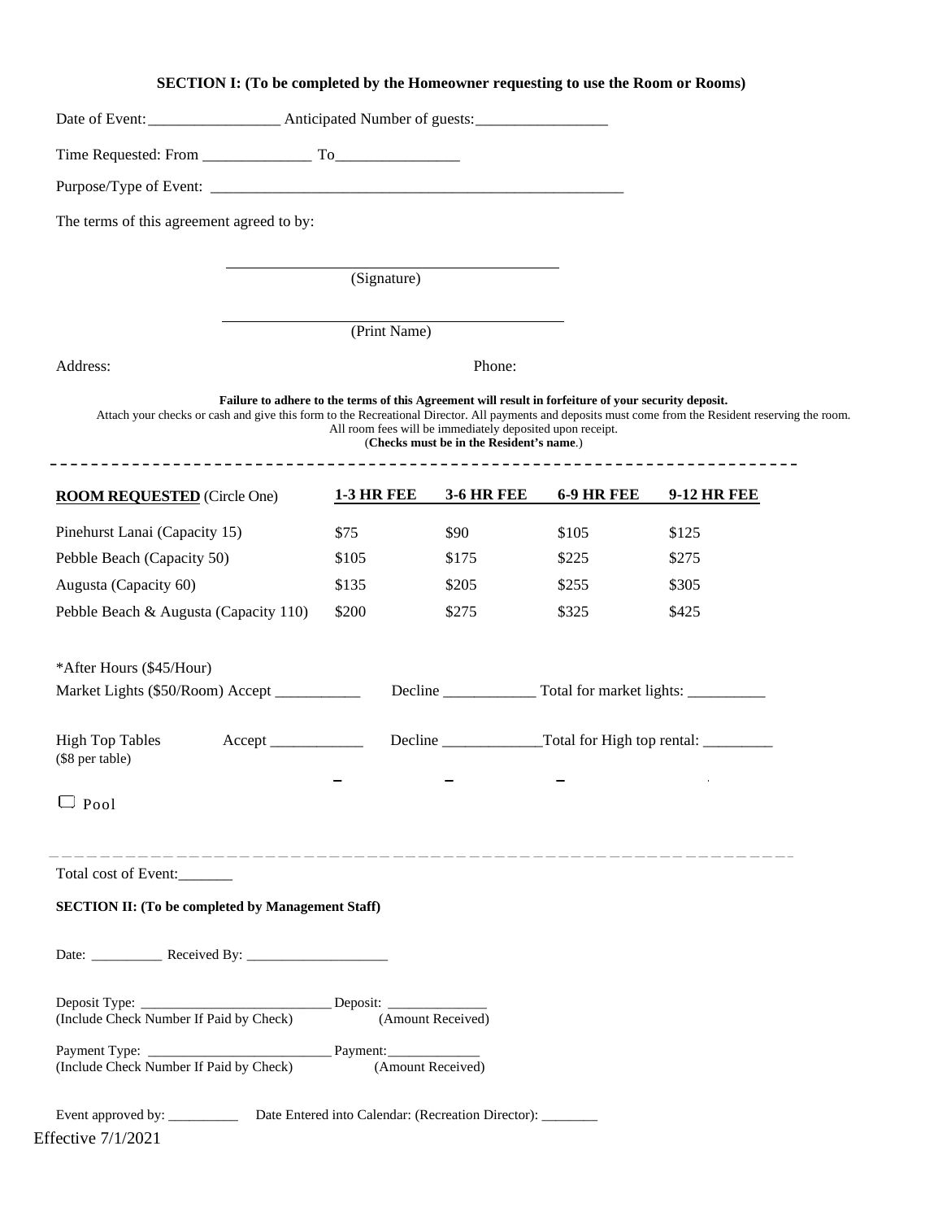**SECTION I: (To be completed by the Homeowner requesting to use the Room or Rooms)**

Date of Event:_________________ Anticipated Number of guests:_________________

Time Requested: From ______________ To________________

Purpose/Type of Event: _______________________________________________________

The terms of this agreement agreed to by:

_____________________________________________

(Signature)

_____________________________________________

(Print Name)

Address: Phone:

**Failure to adhere to the terms of this Agreement will result in forfeiture of your security deposit.**
Attach your checks or cash and give this form to the Recreational Director. All payments and deposits must come from the Resident reserving the room.
All room fees will be immediately deposited upon receipt.
(**Checks must be in the Resident's name**.)

- - - - - - - - - - - - - - - - - - - - - - - - - - - - - - - - - - - - - - - - - - - - - - - - - - - - - - - - - - - - - - - - - - - - - - - -

| **ROOM REQUESTED** (Circle One) | **1-3 HR FEE** | **3-6 HR FEE** | **6-9 HR FEE** | **9-12 HR FEE** |
|---|---|---|---|---|
| Pinehurst Lanai (Capacity 15) | $75 | $90 | $105 | $125 |
| Pebble Beach (Capacity 50) | $105 | $175 | $225 | $275 |
| Augusta (Capacity 60) | $135 | $205 | $255 | $305 |
| Pebble Beach & Augusta (Capacity 110) | $200 | $275 | $325 | $425 |

*After Hours ($45/Hour)

Market Lights ($50/Room) Accept ___________ Decline ____________ Total for market lights: __________

High Top Tables ($8 per table) Accept ____________ Decline _____________Total for High top rental: _________

☐ Pool

- - - - - - - - - - - - - - - - - - - - - - - - - - - - - - - - - - - - - - - - - - - - - - - - - - - - - - - - - - - - - - - - - - - - - - - -

Total cost of Event:_______

**SECTION II: (To be completed by Management Staff)**

Date: __________ Received By: ____________________

Deposit Type: ___________________________ Deposit: ______________
(Include Check Number If Paid by Check) (Amount Received)

Payment Type: __________________________ Payment:_____________
(Include Check Number If Paid by Check) (Amount Received)

Event approved by: __________ Date Entered into Calendar: (Recreation Director): ________

Effective 7/1/2021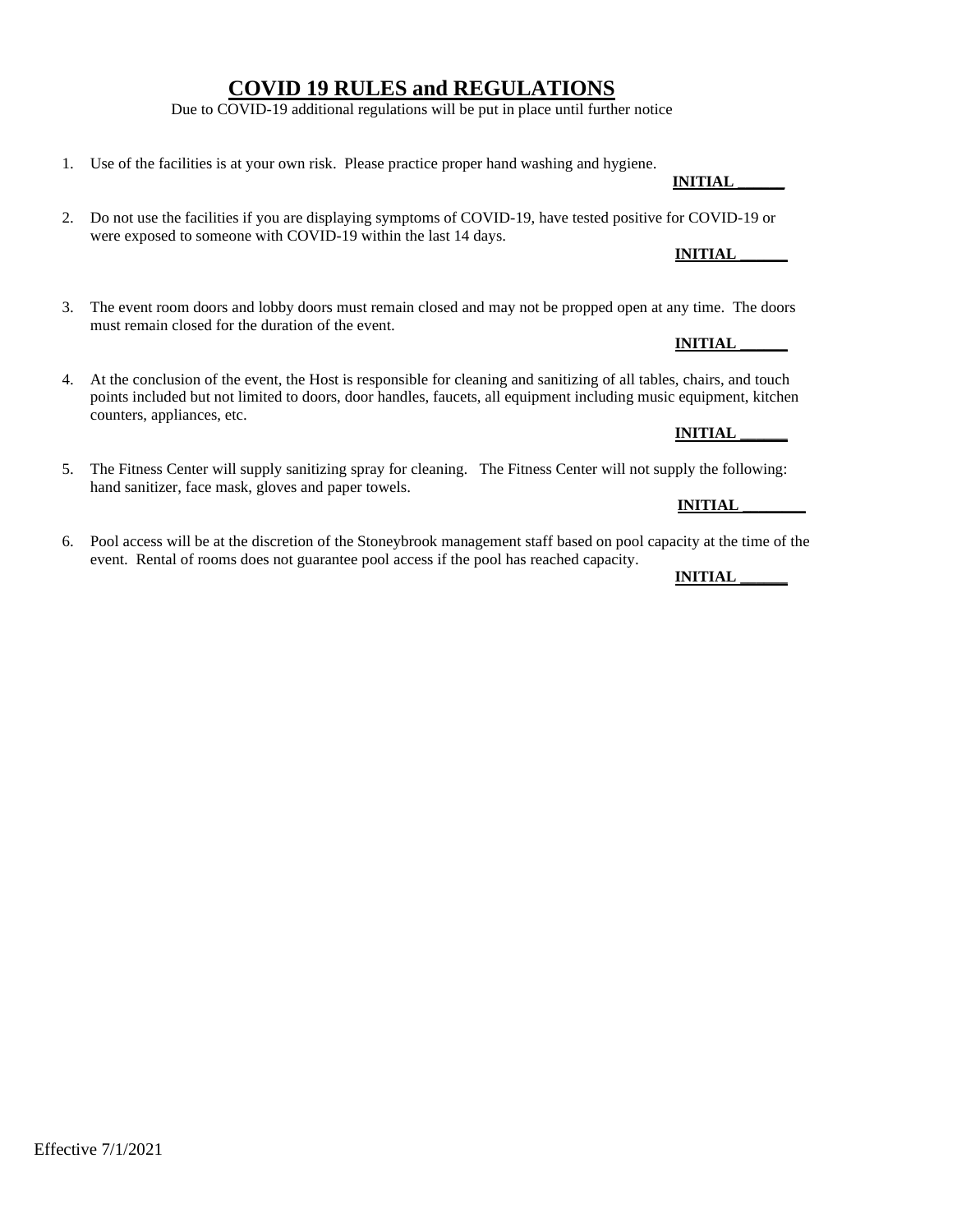# COVID 19 RULES and REGULATIONS

Due to COVID-19 additional regulations will be put in place until further notice

1. Use of the facilities is at your own risk. Please practice proper hand washing and hygiene.

   **INITIAL ______**

2. Do not use the facilities if you are displaying symptoms of COVID-19, have tested positive for COVID-19 or were exposed to someone with COVID-19 within the last 14 days.

   **INITIAL ______**

3. The event room doors and lobby doors must remain closed and may not be propped open at any time. The doors must remain closed for the duration of the event.

   **INITIAL ______**

4. At the conclusion of the event, the Host is responsible for cleaning and sanitizing of all tables, chairs, and touch points included but not limited to doors, door handles, faucets, all equipment including music equipment, kitchen counters, appliances, etc.

   **INITIAL ______**

5. The Fitness Center will supply sanitizing spray for cleaning. The Fitness Center will not supply the following: hand sanitizer, face mask, gloves and paper towels.

   **INITIAL ________**

6. Pool access will be at the discretion of the Stoneybrook management staff based on pool capacity at the time of the event. Rental of rooms does not guarantee pool access if the pool has reached capacity.

   **INITIAL ______**

Effective 7/1/2021